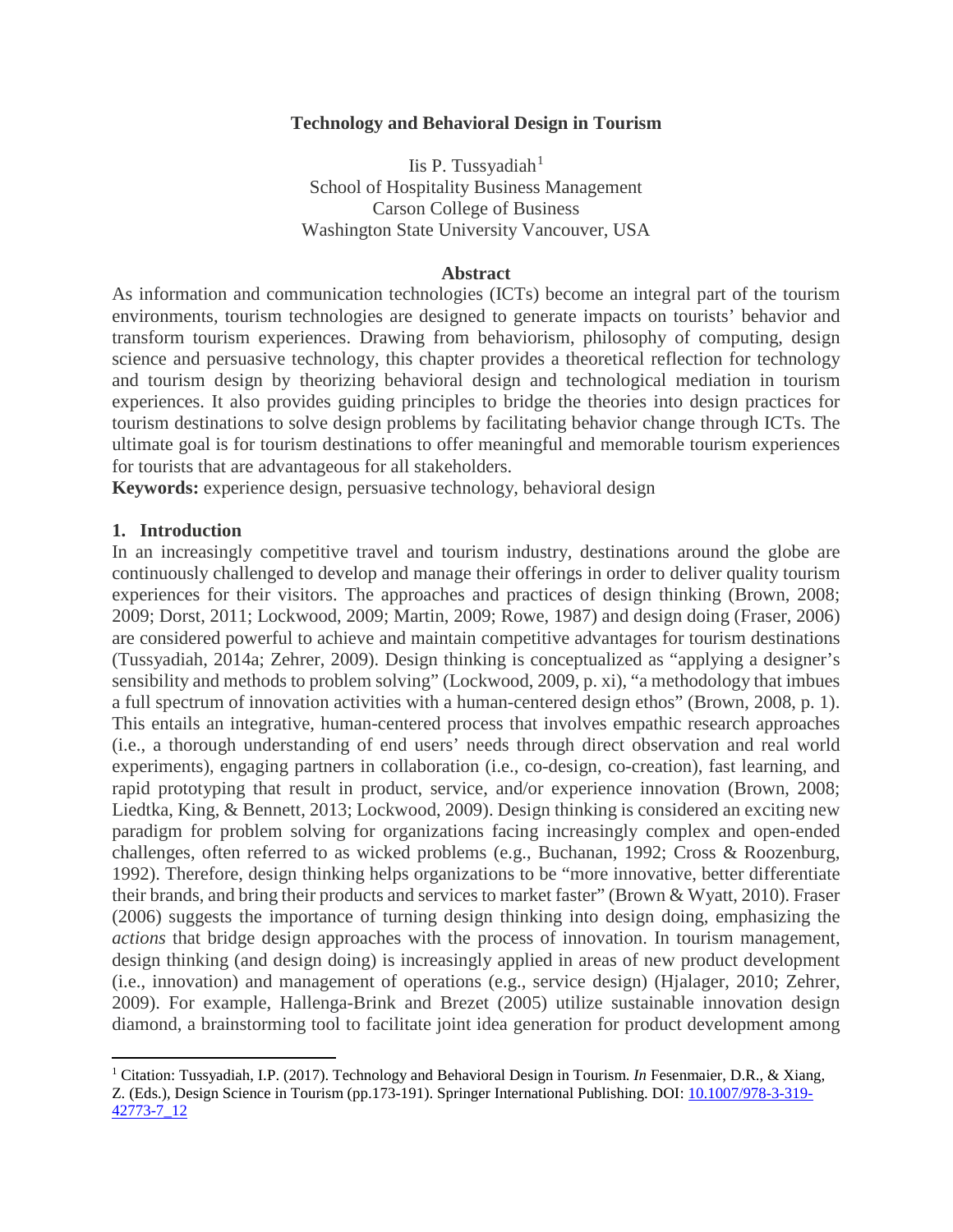# Technology and Behavioral Design in Tourism

Iis P. Tussyadiah[1]
School of Hospitality Business Management
Carson College of Business
Washington State University Vancouver, USA

## Abstract

As information and communication technologies (ICTs) become an integral part of the tourism environments, tourism technologies are designed to generate impacts on tourists' behavior and transform tourism experiences. Drawing from behaviorism, philosophy of computing, design science and persuasive technology, this chapter provides a theoretical reflection for technology and tourism design by theorizing behavioral design and technological mediation in tourism experiences. It also provides guiding principles to bridge the theories into design practices for tourism destinations to solve design problems by facilitating behavior change through ICTs. The ultimate goal is for tourism destinations to offer meaningful and memorable tourism experiences for tourists that are advantageous for all stakeholders.

**Keywords:** experience design, persuasive technology, behavioral design

## 1. Introduction

In an increasingly competitive travel and tourism industry, destinations around the globe are continuously challenged to develop and manage their offerings in order to deliver quality tourism experiences for their visitors. The approaches and practices of design thinking (Brown, 2008; 2009; Dorst, 2011; Lockwood, 2009; Martin, 2009; Rowe, 1987) and design doing (Fraser, 2006) are considered powerful to achieve and maintain competitive advantages for tourism destinations (Tussyadiah, 2014a; Zehrer, 2009). Design thinking is conceptualized as "applying a designer's sensibility and methods to problem solving" (Lockwood, 2009, p. xi), "a methodology that imbues a full spectrum of innovation activities with a human-centered design ethos" (Brown, 2008, p. 1). This entails an integrative, human-centered process that involves empathic research approaches (i.e., a thorough understanding of end users' needs through direct observation and real world experiments), engaging partners in collaboration (i.e., co-design, co-creation), fast learning, and rapid prototyping that result in product, service, and/or experience innovation (Brown, 2008; Liedtka, King, & Bennett, 2013; Lockwood, 2009). Design thinking is considered an exciting new paradigm for problem solving for organizations facing increasingly complex and open-ended challenges, often referred to as wicked problems (e.g., Buchanan, 1992; Cross & Roozenburg, 1992). Therefore, design thinking helps organizations to be "more innovative, better differentiate their brands, and bring their products and services to market faster" (Brown & Wyatt, 2010). Fraser (2006) suggests the importance of turning design thinking into design doing, emphasizing the *actions* that bridge design approaches with the process of innovation. In tourism management, design thinking (and design doing) is increasingly applied in areas of new product development (i.e., innovation) and management of operations (e.g., service design) (Hjalager, 2010; Zehrer, 2009). For example, Hallenga-Brink and Brezet (2005) utilize sustainable innovation design diamond, a brainstorming tool to facilitate joint idea generation for product development among

---

[1] Citation: Tussyadiah, I.P. (2017). Technology and Behavioral Design in Tourism. *In* Fesenmaier, D.R., & Xiang, Z. (Eds.), Design Science in Tourism (pp.173-191). Springer International Publishing. DOI: 10.1007/978-3-319-42773-7_12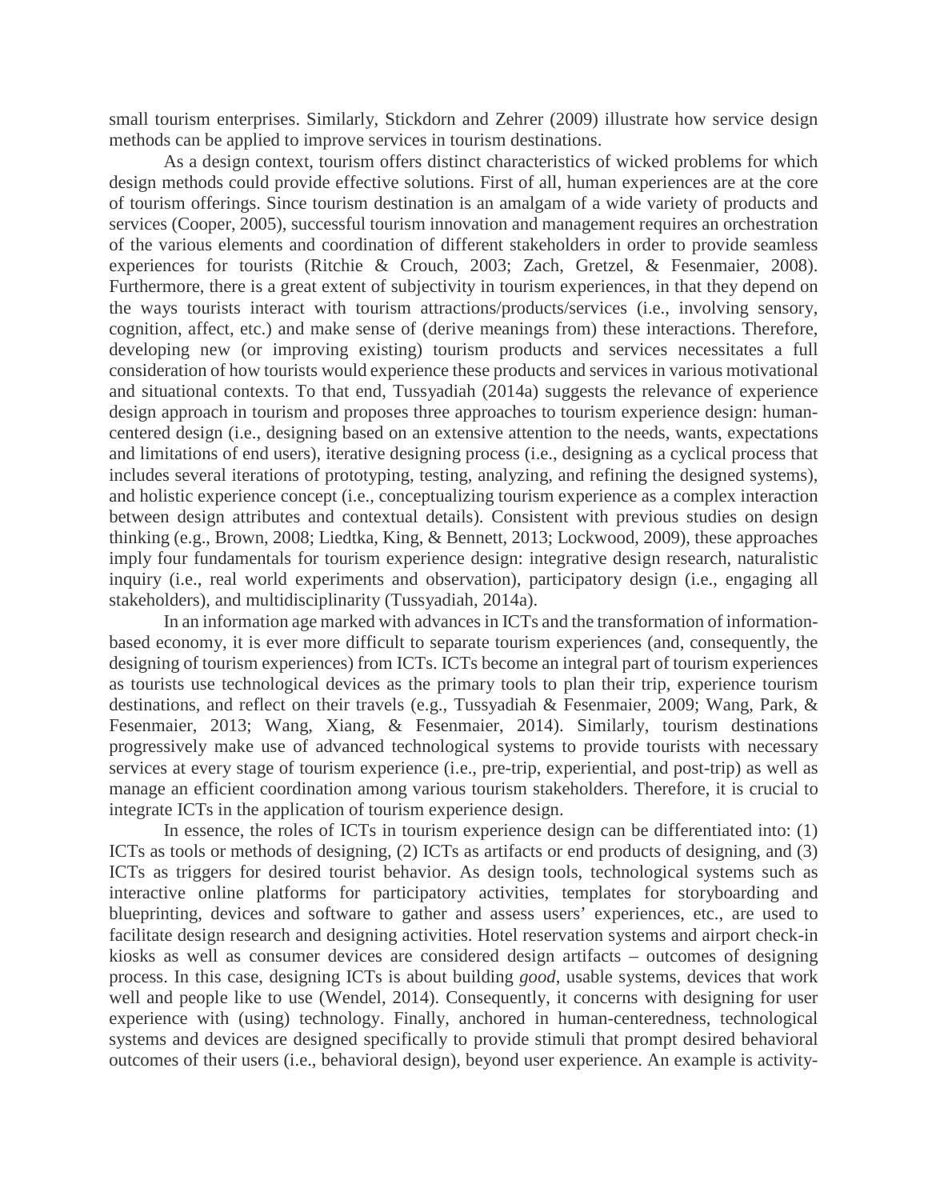small tourism enterprises. Similarly, Stickdorn and Zehrer (2009) illustrate how service design methods can be applied to improve services in tourism destinations.

As a design context, tourism offers distinct characteristics of wicked problems for which design methods could provide effective solutions. First of all, human experiences are at the core of tourism offerings. Since tourism destination is an amalgam of a wide variety of products and services (Cooper, 2005), successful tourism innovation and management requires an orchestration of the various elements and coordination of different stakeholders in order to provide seamless experiences for tourists (Ritchie & Crouch, 2003; Zach, Gretzel, & Fesenmaier, 2008). Furthermore, there is a great extent of subjectivity in tourism experiences, in that they depend on the ways tourists interact with tourism attractions/products/services (i.e., involving sensory, cognition, affect, etc.) and make sense of (derive meanings from) these interactions. Therefore, developing new (or improving existing) tourism products and services necessitates a full consideration of how tourists would experience these products and services in various motivational and situational contexts. To that end, Tussyadiah (2014a) suggests the relevance of experience design approach in tourism and proposes three approaches to tourism experience design: human-centered design (i.e., designing based on an extensive attention to the needs, wants, expectations and limitations of end users), iterative designing process (i.e., designing as a cyclical process that includes several iterations of prototyping, testing, analyzing, and refining the designed systems), and holistic experience concept (i.e., conceptualizing tourism experience as a complex interaction between design attributes and contextual details). Consistent with previous studies on design thinking (e.g., Brown, 2008; Liedtka, King, & Bennett, 2013; Lockwood, 2009), these approaches imply four fundamentals for tourism experience design: integrative design research, naturalistic inquiry (i.e., real world experiments and observation), participatory design (i.e., engaging all stakeholders), and multidisciplinarity (Tussyadiah, 2014a).

In an information age marked with advances in ICTs and the transformation of information-based economy, it is ever more difficult to separate tourism experiences (and, consequently, the designing of tourism experiences) from ICTs. ICTs become an integral part of tourism experiences as tourists use technological devices as the primary tools to plan their trip, experience tourism destinations, and reflect on their travels (e.g., Tussyadiah & Fesenmaier, 2009; Wang, Park, & Fesenmaier, 2013; Wang, Xiang, & Fesenmaier, 2014). Similarly, tourism destinations progressively make use of advanced technological systems to provide tourists with necessary services at every stage of tourism experience (i.e., pre-trip, experiential, and post-trip) as well as manage an efficient coordination among various tourism stakeholders. Therefore, it is crucial to integrate ICTs in the application of tourism experience design.

In essence, the roles of ICTs in tourism experience design can be differentiated into: (1) ICTs as tools or methods of designing, (2) ICTs as artifacts or end products of designing, and (3) ICTs as triggers for desired tourist behavior. As design tools, technological systems such as interactive online platforms for participatory activities, templates for storyboarding and blueprinting, devices and software to gather and assess users' experiences, etc., are used to facilitate design research and designing activities. Hotel reservation systems and airport check-in kiosks as well as consumer devices are considered design artifacts – outcomes of designing process. In this case, designing ICTs is about building *good*, usable systems, devices that work well and people like to use (Wendel, 2014). Consequently, it concerns with designing for user experience with (using) technology. Finally, anchored in human-centeredness, technological systems and devices are designed specifically to provide stimuli that prompt desired behavioral outcomes of their users (i.e., behavioral design), beyond user experience. An example is activity-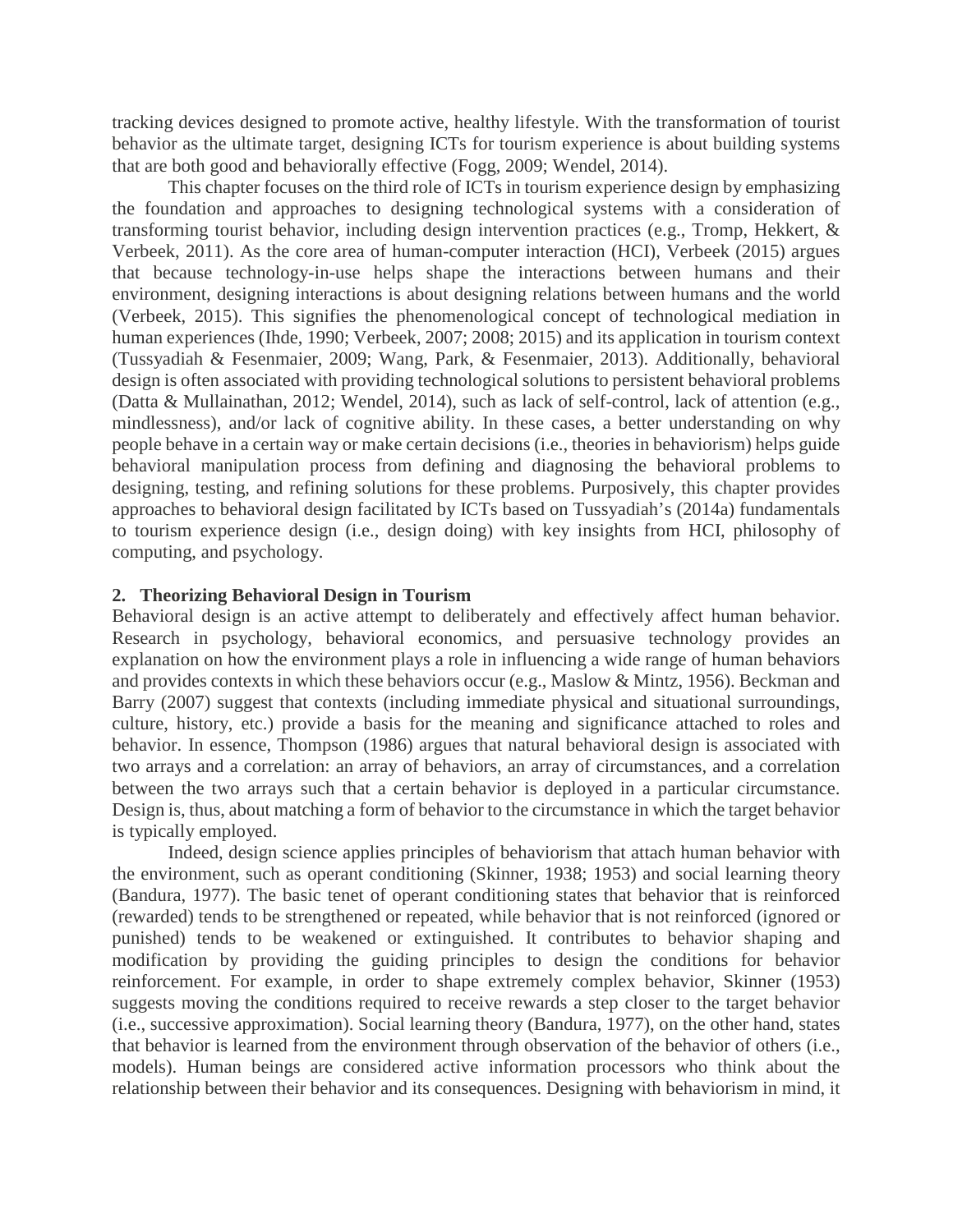tracking devices designed to promote active, healthy lifestyle. With the transformation of tourist behavior as the ultimate target, designing ICTs for tourism experience is about building systems that are both good and behaviorally effective (Fogg, 2009; Wendel, 2014).

This chapter focuses on the third role of ICTs in tourism experience design by emphasizing the foundation and approaches to designing technological systems with a consideration of transforming tourist behavior, including design intervention practices (e.g., Tromp, Hekkert, & Verbeek, 2011). As the core area of human-computer interaction (HCI), Verbeek (2015) argues that because technology-in-use helps shape the interactions between humans and their environment, designing interactions is about designing relations between humans and the world (Verbeek, 2015). This signifies the phenomenological concept of technological mediation in human experiences (Ihde, 1990; Verbeek, 2007; 2008; 2015) and its application in tourism context (Tussyadiah & Fesenmaier, 2009; Wang, Park, & Fesenmaier, 2013). Additionally, behavioral design is often associated with providing technological solutions to persistent behavioral problems (Datta & Mullainathan, 2012; Wendel, 2014), such as lack of self-control, lack of attention (e.g., mindlessness), and/or lack of cognitive ability. In these cases, a better understanding on why people behave in a certain way or make certain decisions (i.e., theories in behaviorism) helps guide behavioral manipulation process from defining and diagnosing the behavioral problems to designing, testing, and refining solutions for these problems. Purposively, this chapter provides approaches to behavioral design facilitated by ICTs based on Tussyadiah's (2014a) fundamentals to tourism experience design (i.e., design doing) with key insights from HCI, philosophy of computing, and psychology.

## 2. Theorizing Behavioral Design in Tourism

Behavioral design is an active attempt to deliberately and effectively affect human behavior. Research in psychology, behavioral economics, and persuasive technology provides an explanation on how the environment plays a role in influencing a wide range of human behaviors and provides contexts in which these behaviors occur (e.g., Maslow & Mintz, 1956). Beckman and Barry (2007) suggest that contexts (including immediate physical and situational surroundings, culture, history, etc.) provide a basis for the meaning and significance attached to roles and behavior. In essence, Thompson (1986) argues that natural behavioral design is associated with two arrays and a correlation: an array of behaviors, an array of circumstances, and a correlation between the two arrays such that a certain behavior is deployed in a particular circumstance. Design is, thus, about matching a form of behavior to the circumstance in which the target behavior is typically employed.

Indeed, design science applies principles of behaviorism that attach human behavior with the environment, such as operant conditioning (Skinner, 1938; 1953) and social learning theory (Bandura, 1977). The basic tenet of operant conditioning states that behavior that is reinforced (rewarded) tends to be strengthened or repeated, while behavior that is not reinforced (ignored or punished) tends to be weakened or extinguished. It contributes to behavior shaping and modification by providing the guiding principles to design the conditions for behavior reinforcement. For example, in order to shape extremely complex behavior, Skinner (1953) suggests moving the conditions required to receive rewards a step closer to the target behavior (i.e., successive approximation). Social learning theory (Bandura, 1977), on the other hand, states that behavior is learned from the environment through observation of the behavior of others (i.e., models). Human beings are considered active information processors who think about the relationship between their behavior and its consequences. Designing with behaviorism in mind, it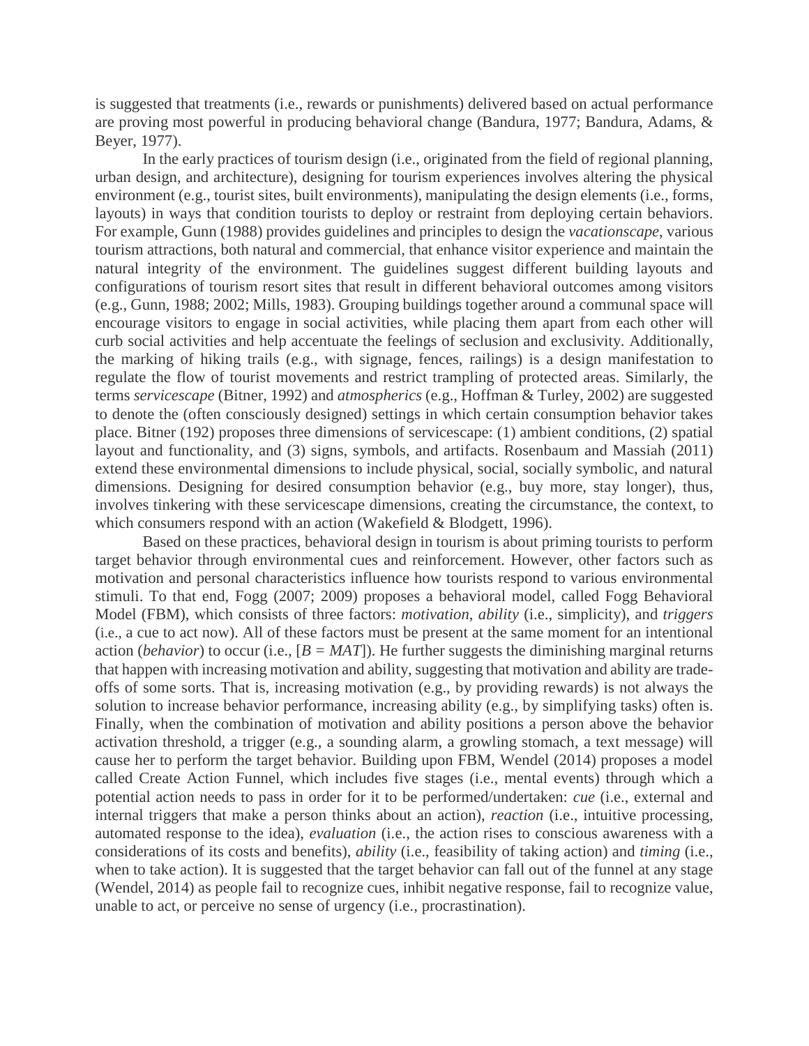is suggested that treatments (i.e., rewards or punishments) delivered based on actual performance are proving most powerful in producing behavioral change (Bandura, 1977; Bandura, Adams, & Beyer, 1977).

In the early practices of tourism design (i.e., originated from the field of regional planning, urban design, and architecture), designing for tourism experiences involves altering the physical environment (e.g., tourist sites, built environments), manipulating the design elements (i.e., forms, layouts) in ways that condition tourists to deploy or restraint from deploying certain behaviors. For example, Gunn (1988) provides guidelines and principles to design the *vacationscape*, various tourism attractions, both natural and commercial, that enhance visitor experience and maintain the natural integrity of the environment. The guidelines suggest different building layouts and configurations of tourism resort sites that result in different behavioral outcomes among visitors (e.g., Gunn, 1988; 2002; Mills, 1983). Grouping buildings together around a communal space will encourage visitors to engage in social activities, while placing them apart from each other will curb social activities and help accentuate the feelings of seclusion and exclusivity. Additionally, the marking of hiking trails (e.g., with signage, fences, railings) is a design manifestation to regulate the flow of tourist movements and restrict trampling of protected areas. Similarly, the terms *servicescape* (Bitner, 1992) and *atmospherics* (e.g., Hoffman & Turley, 2002) are suggested to denote the (often consciously designed) settings in which certain consumption behavior takes place. Bitner (192) proposes three dimensions of servicescape: (1) ambient conditions, (2) spatial layout and functionality, and (3) signs, symbols, and artifacts. Rosenbaum and Massiah (2011) extend these environmental dimensions to include physical, social, socially symbolic, and natural dimensions. Designing for desired consumption behavior (e.g., buy more, stay longer), thus, involves tinkering with these servicescape dimensions, creating the circumstance, the context, to which consumers respond with an action (Wakefield & Blodgett, 1996).

Based on these practices, behavioral design in tourism is about priming tourists to perform target behavior through environmental cues and reinforcement. However, other factors such as motivation and personal characteristics influence how tourists respond to various environmental stimuli. To that end, Fogg (2007; 2009) proposes a behavioral model, called Fogg Behavioral Model (FBM), which consists of three factors: *motivation*, *ability* (i.e., simplicity), and *triggers* (i.e., a cue to act now). All of these factors must be present at the same moment for an intentional action (*behavior*) to occur (i.e., [$B = MAT$]). He further suggests the diminishing marginal returns that happen with increasing motivation and ability, suggesting that motivation and ability are trade-offs of some sorts. That is, increasing motivation (e.g., by providing rewards) is not always the solution to increase behavior performance, increasing ability (e.g., by simplifying tasks) often is. Finally, when the combination of motivation and ability positions a person above the behavior activation threshold, a trigger (e.g., a sounding alarm, a growling stomach, a text message) will cause her to perform the target behavior. Building upon FBM, Wendel (2014) proposes a model called Create Action Funnel, which includes five stages (i.e., mental events) through which a potential action needs to pass in order for it to be performed/undertaken: *cue* (i.e., external and internal triggers that make a person thinks about an action), *reaction* (i.e., intuitive processing, automated response to the idea), *evaluation* (i.e., the action rises to conscious awareness with a considerations of its costs and benefits), *ability* (i.e., feasibility of taking action) and *timing* (i.e., when to take action). It is suggested that the target behavior can fall out of the funnel at any stage (Wendel, 2014) as people fail to recognize cues, inhibit negative response, fail to recognize value, unable to act, or perceive no sense of urgency (i.e., procrastination).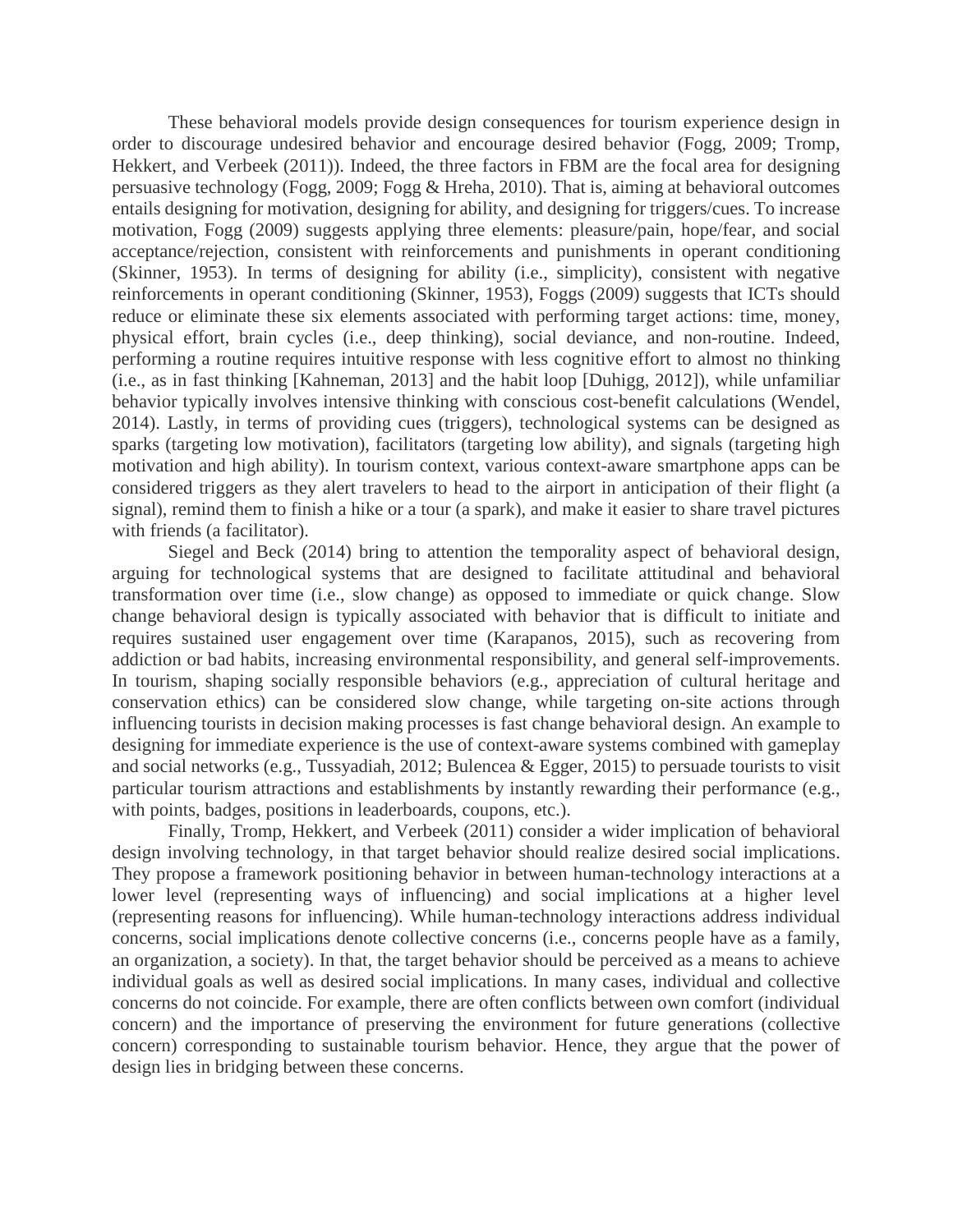These behavioral models provide design consequences for tourism experience design in order to discourage undesired behavior and encourage desired behavior (Fogg, 2009; Tromp, Hekkert, and Verbeek (2011)). Indeed, the three factors in FBM are the focal area for designing persuasive technology (Fogg, 2009; Fogg & Hreha, 2010). That is, aiming at behavioral outcomes entails designing for motivation, designing for ability, and designing for triggers/cues. To increase motivation, Fogg (2009) suggests applying three elements: pleasure/pain, hope/fear, and social acceptance/rejection, consistent with reinforcements and punishments in operant conditioning (Skinner, 1953). In terms of designing for ability (i.e., simplicity), consistent with negative reinforcements in operant conditioning (Skinner, 1953), Foggs (2009) suggests that ICTs should reduce or eliminate these six elements associated with performing target actions: time, money, physical effort, brain cycles (i.e., deep thinking), social deviance, and non-routine. Indeed, performing a routine requires intuitive response with less cognitive effort to almost no thinking (i.e., as in fast thinking [Kahneman, 2013] and the habit loop [Duhigg, 2012]), while unfamiliar behavior typically involves intensive thinking with conscious cost-benefit calculations (Wendel, 2014). Lastly, in terms of providing cues (triggers), technological systems can be designed as sparks (targeting low motivation), facilitators (targeting low ability), and signals (targeting high motivation and high ability). In tourism context, various context-aware smartphone apps can be considered triggers as they alert travelers to head to the airport in anticipation of their flight (a signal), remind them to finish a hike or a tour (a spark), and make it easier to share travel pictures with friends (a facilitator).

Siegel and Beck (2014) bring to attention the temporality aspect of behavioral design, arguing for technological systems that are designed to facilitate attitudinal and behavioral transformation over time (i.e., slow change) as opposed to immediate or quick change. Slow change behavioral design is typically associated with behavior that is difficult to initiate and requires sustained user engagement over time (Karapanos, 2015), such as recovering from addiction or bad habits, increasing environmental responsibility, and general self-improvements. In tourism, shaping socially responsible behaviors (e.g., appreciation of cultural heritage and conservation ethics) can be considered slow change, while targeting on-site actions through influencing tourists in decision making processes is fast change behavioral design. An example to designing for immediate experience is the use of context-aware systems combined with gameplay and social networks (e.g., Tussyadiah, 2012; Bulencea & Egger, 2015) to persuade tourists to visit particular tourism attractions and establishments by instantly rewarding their performance (e.g., with points, badges, positions in leaderboards, coupons, etc.).

Finally, Tromp, Hekkert, and Verbeek (2011) consider a wider implication of behavioral design involving technology, in that target behavior should realize desired social implications. They propose a framework positioning behavior in between human-technology interactions at a lower level (representing ways of influencing) and social implications at a higher level (representing reasons for influencing). While human-technology interactions address individual concerns, social implications denote collective concerns (i.e., concerns people have as a family, an organization, a society). In that, the target behavior should be perceived as a means to achieve individual goals as well as desired social implications. In many cases, individual and collective concerns do not coincide. For example, there are often conflicts between own comfort (individual concern) and the importance of preserving the environment for future generations (collective concern) corresponding to sustainable tourism behavior. Hence, they argue that the power of design lies in bridging between these concerns.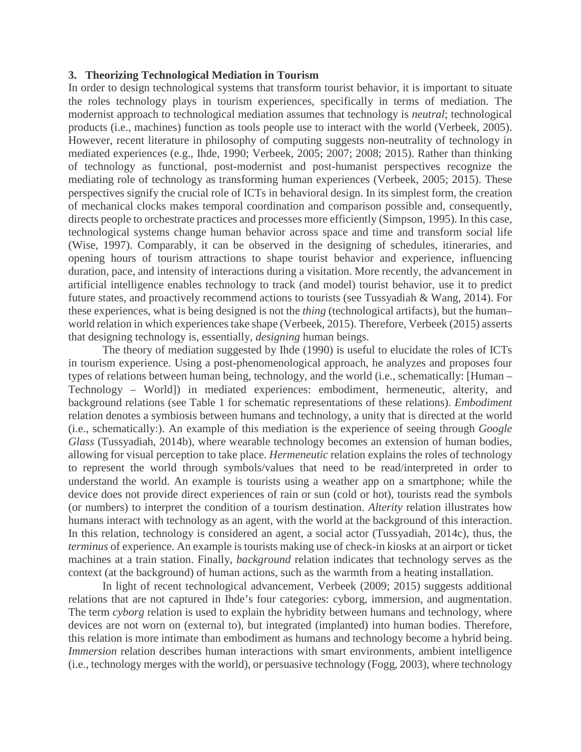## 3. Theorizing Technological Mediation in Tourism

In order to design technological systems that transform tourist behavior, it is important to situate the roles technology plays in tourism experiences, specifically in terms of mediation. The modernist approach to technological mediation assumes that technology is *neutral*; technological products (i.e., machines) function as tools people use to interact with the world (Verbeek, 2005). However, recent literature in philosophy of computing suggests non-neutrality of technology in mediated experiences (e.g., Ihde, 1990; Verbeek, 2005; 2007; 2008; 2015). Rather than thinking of technology as functional, post-modernist and post-humanist perspectives recognize the mediating role of technology as transforming human experiences (Verbeek, 2005; 2015). These perspectives signify the crucial role of ICTs in behavioral design. In its simplest form, the creation of mechanical clocks makes temporal coordination and comparison possible and, consequently, directs people to orchestrate practices and processes more efficiently (Simpson, 1995). In this case, technological systems change human behavior across space and time and transform social life (Wise, 1997). Comparably, it can be observed in the designing of schedules, itineraries, and opening hours of tourism attractions to shape tourist behavior and experience, influencing duration, pace, and intensity of interactions during a visitation. More recently, the advancement in artificial intelligence enables technology to track (and model) tourist behavior, use it to predict future states, and proactively recommend actions to tourists (see Tussyadiah & Wang, 2014). For these experiences, what is being designed is not the *thing* (technological artifacts), but the human–world relation in which experiences take shape (Verbeek, 2015). Therefore, Verbeek (2015) asserts that designing technology is, essentially, *designing* human beings.

The theory of mediation suggested by Ihde (1990) is useful to elucidate the roles of ICTs in tourism experience. Using a post-phenomenological approach, he analyzes and proposes four types of relations between human being, technology, and the world (i.e., schematically: [Human – Technology – World]) in mediated experiences: embodiment, hermeneutic, alterity, and background relations (see Table 1 for schematic representations of these relations). *Embodiment* relation denotes a symbiosis between humans and technology, a unity that is directed at the world (i.e., schematically:). An example of this mediation is the experience of seeing through *Google Glass* (Tussyadiah, 2014b), where wearable technology becomes an extension of human bodies, allowing for visual perception to take place. *Hermeneutic* relation explains the roles of technology to represent the world through symbols/values that need to be read/interpreted in order to understand the world. An example is tourists using a weather app on a smartphone; while the device does not provide direct experiences of rain or sun (cold or hot), tourists read the symbols (or numbers) to interpret the condition of a tourism destination. *Alterity* relation illustrates how humans interact with technology as an agent, with the world at the background of this interaction. In this relation, technology is considered an agent, a social actor (Tussyadiah, 2014c), thus, the *terminus* of experience. An example is tourists making use of check-in kiosks at an airport or ticket machines at a train station. Finally, *background* relation indicates that technology serves as the context (at the background) of human actions, such as the warmth from a heating installation.

In light of recent technological advancement, Verbeek (2009; 2015) suggests additional relations that are not captured in Ihde's four categories: cyborg, immersion, and augmentation. The term *cyborg* relation is used to explain the hybridity between humans and technology, where devices are not worn on (external to), but integrated (implanted) into human bodies. Therefore, this relation is more intimate than embodiment as humans and technology become a hybrid being. *Immersion* relation describes human interactions with smart environments, ambient intelligence (i.e., technology merges with the world), or persuasive technology (Fogg, 2003), where technology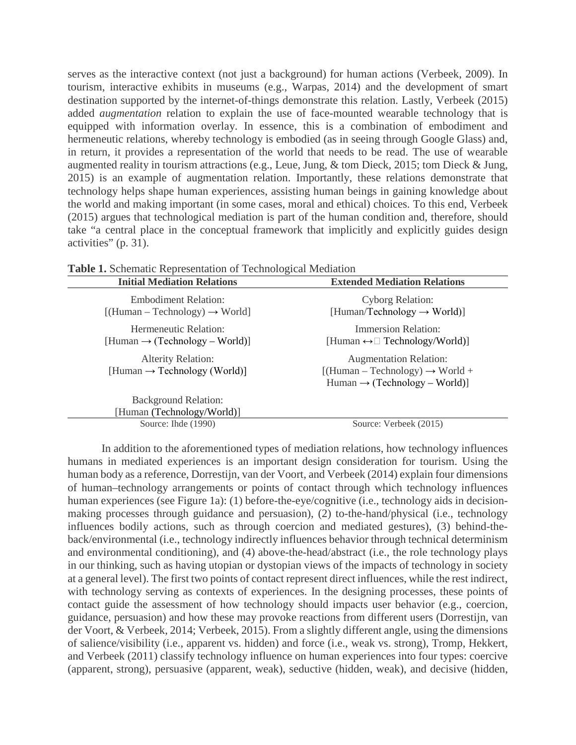serves as the interactive context (not just a background) for human actions (Verbeek, 2009). In tourism, interactive exhibits in museums (e.g., Warpas, 2014) and the development of smart destination supported by the internet-of-things demonstrate this relation. Lastly, Verbeek (2015) added *augmentation* relation to explain the use of face-mounted wearable technology that is equipped with information overlay. In essence, this is a combination of embodiment and hermeneutic relations, whereby technology is embodied (as in seeing through Google Glass) and, in return, it provides a representation of the world that needs to be read. The use of wearable augmented reality in tourism attractions (e.g., Leue, Jung, & tom Dieck, 2015; tom Dieck & Jung, 2015) is an example of augmentation relation. Importantly, these relations demonstrate that technology helps shape human experiences, assisting human beings in gaining knowledge about the world and making important (in some cases, moral and ethical) choices. To this end, Verbeek (2015) argues that technological mediation is part of the human condition and, therefore, should take "a central place in the conceptual framework that implicitly and explicitly guides design activities" (p. 31).

**Table 1.** Schematic Representation of Technological Mediation

| Initial Mediation Relations | Extended Mediation Relations |
|---|---|
| Embodiment Relation: [(Human – Technology) → World] | Cyborg Relation: [Human/Technology → World)] |
| Hermeneutic Relation: [Human → (Technology – World)] | Immersion Relation: [Human ↔ Technology/World)] |
| Alterity Relation: [Human → Technology (World)] | Augmentation Relation: [(Human – Technology) → World + Human → (Technology – World)] |
| Background Relation: [Human (Technology/World)] | |
| Source: Ihde (1990) | Source: Verbeek (2015) |

In addition to the aforementioned types of mediation relations, how technology influences humans in mediated experiences is an important design consideration for tourism. Using the human body as a reference, Dorrestijn, van der Voort, and Verbeek (2014) explain four dimensions of human–technology arrangements or points of contact through which technology influences human experiences (see Figure 1a): (1) before-the-eye/cognitive (i.e., technology aids in decision-making processes through guidance and persuasion), (2) to-the-hand/physical (i.e., technology influences bodily actions, such as through coercion and mediated gestures), (3) behind-the-back/environmental (i.e., technology indirectly influences behavior through technical determinism and environmental conditioning), and (4) above-the-head/abstract (i.e., the role technology plays in our thinking, such as having utopian or dystopian views of the impacts of technology in society at a general level). The first two points of contact represent direct influences, while the rest indirect, with technology serving as contexts of experiences. In the designing processes, these points of contact guide the assessment of how technology should impacts user behavior (e.g., coercion, guidance, persuasion) and how these may provoke reactions from different users (Dorrestijn, van der Voort, & Verbeek, 2014; Verbeek, 2015). From a slightly different angle, using the dimensions of salience/visibility (i.e., apparent vs. hidden) and force (i.e., weak vs. strong), Tromp, Hekkert, and Verbeek (2011) classify technology influence on human experiences into four types: coercive (apparent, strong), persuasive (apparent, weak), seductive (hidden, weak), and decisive (hidden,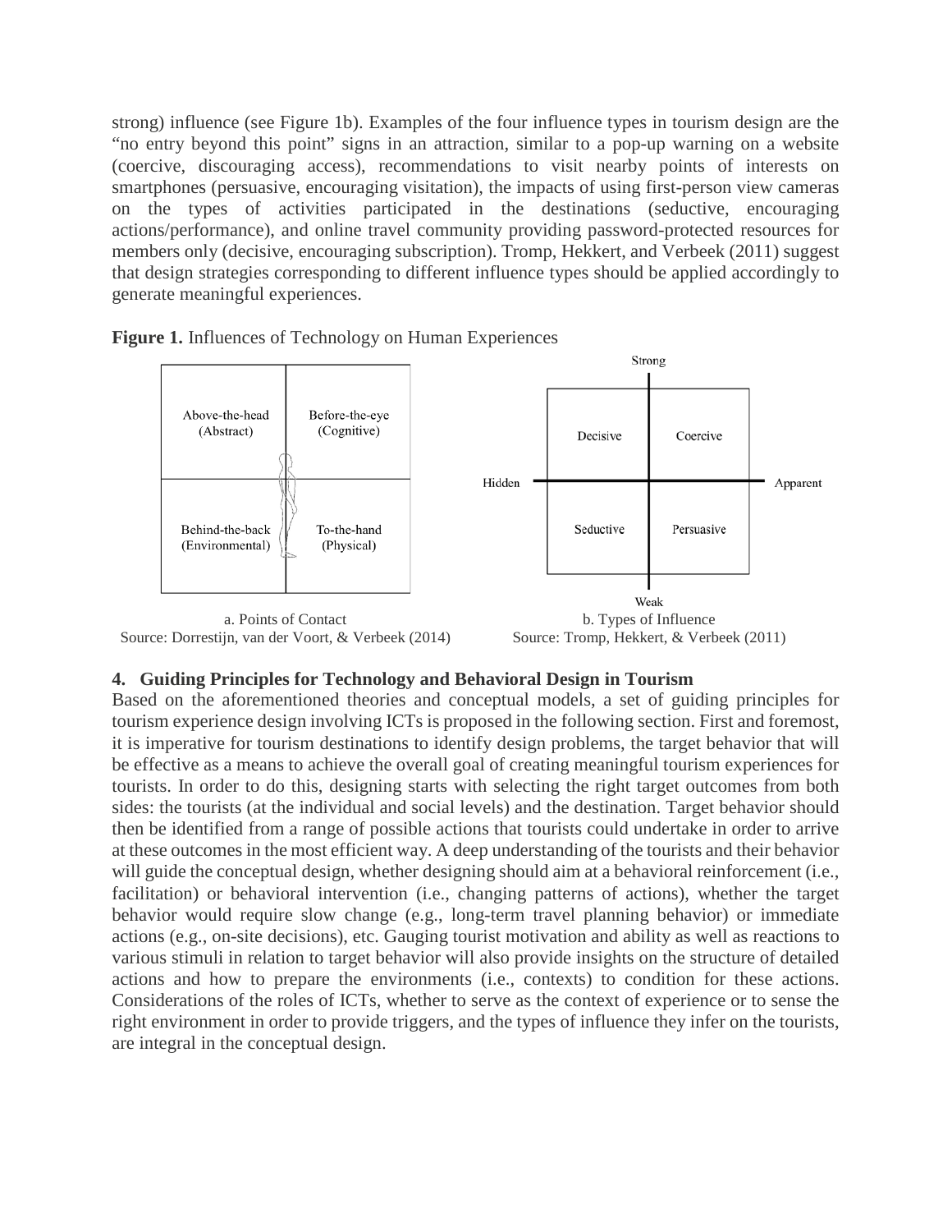strong) influence (see Figure 1b). Examples of the four influence types in tourism design are the "no entry beyond this point" signs in an attraction, similar to a pop-up warning on a website (coercive, discouraging access), recommendations to visit nearby points of interests on smartphones (persuasive, encouraging visitation), the impacts of using first-person view cameras on the types of activities participated in the destinations (seductive, encouraging actions/performance), and online travel community providing password-protected resources for members only (decisive, encouraging subscription). Tromp, Hekkert, and Verbeek (2011) suggest that design strategies corresponding to different influence types should be applied accordingly to generate meaningful experiences.

**Figure 1.** Influences of Technology on Human Experiences

Above-the-head (Abstract)
Before-the-eye (Cognitive)
Behind-the-back (Environmental)
To-the-hand (Physical)

a. Points of Contact
Source: Dorrestijn, van der Voort, & Verbeek (2014)

Strong
Weak
Hidden
Apparent
Decisive
Coercive
Seductive
Persuasive

b. Types of Influence
Source: Tromp, Hekkert, & Verbeek (2011)

## 4. Guiding Principles for Technology and Behavioral Design in Tourism

Based on the aforementioned theories and conceptual models, a set of guiding principles for tourism experience design involving ICTs is proposed in the following section. First and foremost, it is imperative for tourism destinations to identify design problems, the target behavior that will be effective as a means to achieve the overall goal of creating meaningful tourism experiences for tourists. In order to do this, designing starts with selecting the right target outcomes from both sides: the tourists (at the individual and social levels) and the destination. Target behavior should then be identified from a range of possible actions that tourists could undertake in order to arrive at these outcomes in the most efficient way. A deep understanding of the tourists and their behavior will guide the conceptual design, whether designing should aim at a behavioral reinforcement (i.e., facilitation) or behavioral intervention (i.e., changing patterns of actions), whether the target behavior would require slow change (e.g., long-term travel planning behavior) or immediate actions (e.g., on-site decisions), etc. Gauging tourist motivation and ability as well as reactions to various stimuli in relation to target behavior will also provide insights on the structure of detailed actions and how to prepare the environments (i.e., contexts) to condition for these actions. Considerations of the roles of ICTs, whether to serve as the context of experience or to sense the right environment in order to provide triggers, and the types of influence they infer on the tourists, are integral in the conceptual design.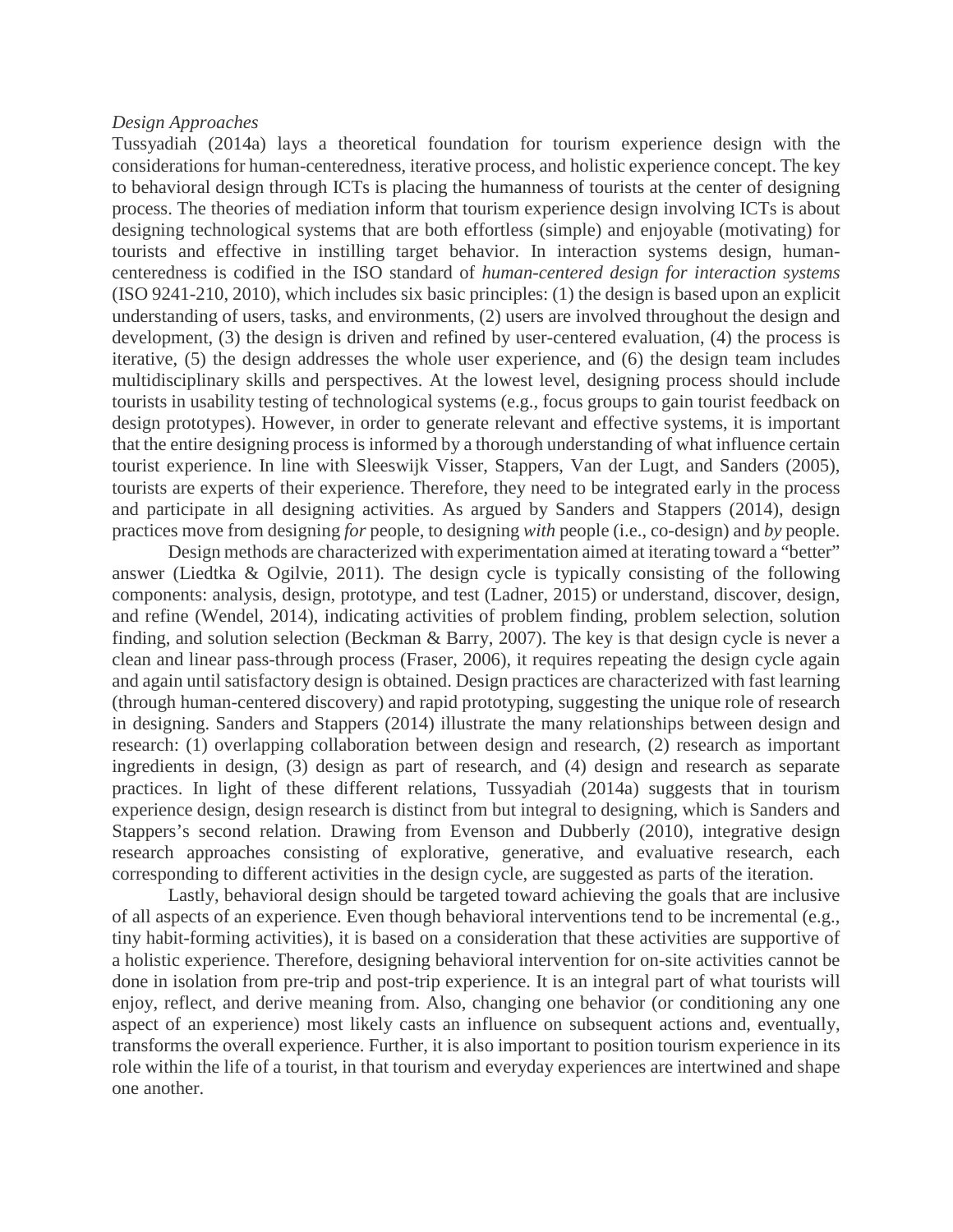*Design Approaches*

Tussyadiah (2014a) lays a theoretical foundation for tourism experience design with the considerations for human-centeredness, iterative process, and holistic experience concept. The key to behavioral design through ICTs is placing the humanness of tourists at the center of designing process. The theories of mediation inform that tourism experience design involving ICTs is about designing technological systems that are both effortless (simple) and enjoyable (motivating) for tourists and effective in instilling target behavior. In interaction systems design, human-centeredness is codified in the ISO standard of *human-centered design for interaction systems* (ISO 9241-210, 2010), which includes six basic principles: (1) the design is based upon an explicit understanding of users, tasks, and environments, (2) users are involved throughout the design and development, (3) the design is driven and refined by user-centered evaluation, (4) the process is iterative, (5) the design addresses the whole user experience, and (6) the design team includes multidisciplinary skills and perspectives. At the lowest level, designing process should include tourists in usability testing of technological systems (e.g., focus groups to gain tourist feedback on design prototypes). However, in order to generate relevant and effective systems, it is important that the entire designing process is informed by a thorough understanding of what influence certain tourist experience. In line with Sleeswijk Visser, Stappers, Van der Lugt, and Sanders (2005), tourists are experts of their experience. Therefore, they need to be integrated early in the process and participate in all designing activities. As argued by Sanders and Stappers (2014), design practices move from designing *for* people, to designing *with* people (i.e., co-design) and *by* people.

Design methods are characterized with experimentation aimed at iterating toward a "better" answer (Liedtka & Ogilvie, 2011). The design cycle is typically consisting of the following components: analysis, design, prototype, and test (Ladner, 2015) or understand, discover, design, and refine (Wendel, 2014), indicating activities of problem finding, problem selection, solution finding, and solution selection (Beckman & Barry, 2007). The key is that design cycle is never a clean and linear pass-through process (Fraser, 2006), it requires repeating the design cycle again and again until satisfactory design is obtained. Design practices are characterized with fast learning (through human-centered discovery) and rapid prototyping, suggesting the unique role of research in designing. Sanders and Stappers (2014) illustrate the many relationships between design and research: (1) overlapping collaboration between design and research, (2) research as important ingredients in design, (3) design as part of research, and (4) design and research as separate practices. In light of these different relations, Tussyadiah (2014a) suggests that in tourism experience design, design research is distinct from but integral to designing, which is Sanders and Stappers's second relation. Drawing from Evenson and Dubberly (2010), integrative design research approaches consisting of explorative, generative, and evaluative research, each corresponding to different activities in the design cycle, are suggested as parts of the iteration.

Lastly, behavioral design should be targeted toward achieving the goals that are inclusive of all aspects of an experience. Even though behavioral interventions tend to be incremental (e.g., tiny habit-forming activities), it is based on a consideration that these activities are supportive of a holistic experience. Therefore, designing behavioral intervention for on-site activities cannot be done in isolation from pre-trip and post-trip experience. It is an integral part of what tourists will enjoy, reflect, and derive meaning from. Also, changing one behavior (or conditioning any one aspect of an experience) most likely casts an influence on subsequent actions and, eventually, transforms the overall experience. Further, it is also important to position tourism experience in its role within the life of a tourist, in that tourism and everyday experiences are intertwined and shape one another.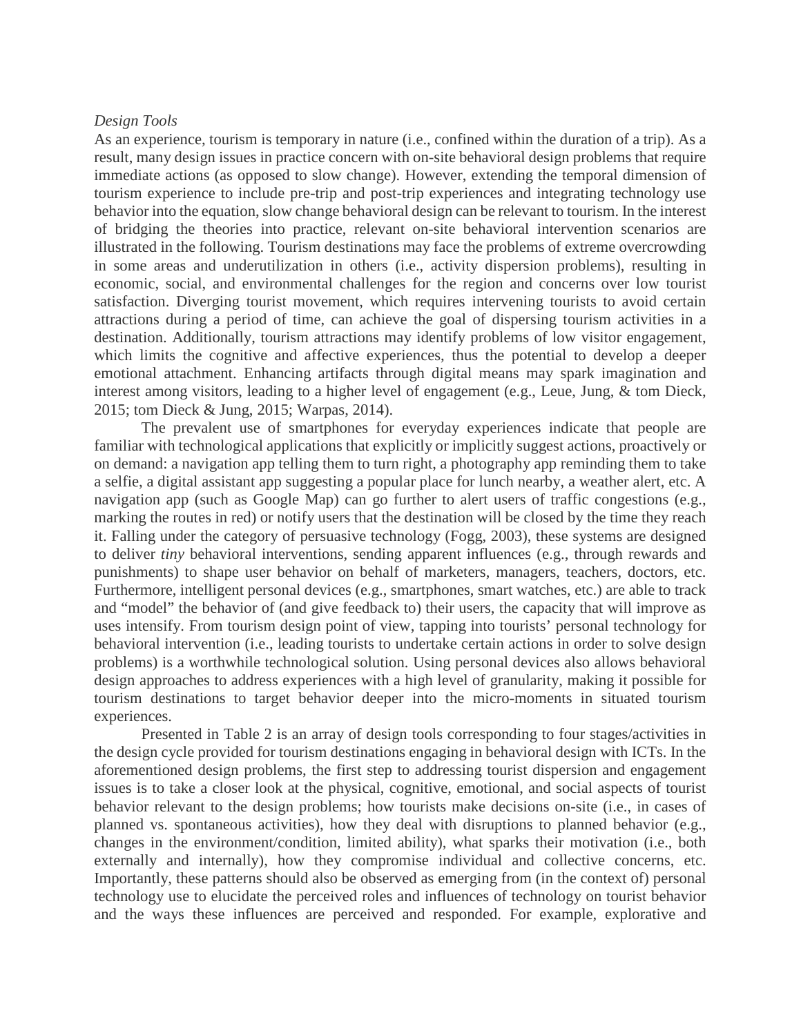*Design Tools*

As an experience, tourism is temporary in nature (i.e., confined within the duration of a trip). As a result, many design issues in practice concern with on-site behavioral design problems that require immediate actions (as opposed to slow change). However, extending the temporal dimension of tourism experience to include pre-trip and post-trip experiences and integrating technology use behavior into the equation, slow change behavioral design can be relevant to tourism. In the interest of bridging the theories into practice, relevant on-site behavioral intervention scenarios are illustrated in the following. Tourism destinations may face the problems of extreme overcrowding in some areas and underutilization in others (i.e., activity dispersion problems), resulting in economic, social, and environmental challenges for the region and concerns over low tourist satisfaction. Diverging tourist movement, which requires intervening tourists to avoid certain attractions during a period of time, can achieve the goal of dispersing tourism activities in a destination. Additionally, tourism attractions may identify problems of low visitor engagement, which limits the cognitive and affective experiences, thus the potential to develop a deeper emotional attachment. Enhancing artifacts through digital means may spark imagination and interest among visitors, leading to a higher level of engagement (e.g., Leue, Jung, & tom Dieck, 2015; tom Dieck & Jung, 2015; Warpas, 2014).

The prevalent use of smartphones for everyday experiences indicate that people are familiar with technological applications that explicitly or implicitly suggest actions, proactively or on demand: a navigation app telling them to turn right, a photography app reminding them to take a selfie, a digital assistant app suggesting a popular place for lunch nearby, a weather alert, etc. A navigation app (such as Google Map) can go further to alert users of traffic congestions (e.g., marking the routes in red) or notify users that the destination will be closed by the time they reach it. Falling under the category of persuasive technology (Fogg, 2003), these systems are designed to deliver *tiny* behavioral interventions, sending apparent influences (e.g., through rewards and punishments) to shape user behavior on behalf of marketers, managers, teachers, doctors, etc. Furthermore, intelligent personal devices (e.g., smartphones, smart watches, etc.) are able to track and "model" the behavior of (and give feedback to) their users, the capacity that will improve as uses intensify. From tourism design point of view, tapping into tourists' personal technology for behavioral intervention (i.e., leading tourists to undertake certain actions in order to solve design problems) is a worthwhile technological solution. Using personal devices also allows behavioral design approaches to address experiences with a high level of granularity, making it possible for tourism destinations to target behavior deeper into the micro-moments in situated tourism experiences.

Presented in Table 2 is an array of design tools corresponding to four stages/activities in the design cycle provided for tourism destinations engaging in behavioral design with ICTs. In the aforementioned design problems, the first step to addressing tourist dispersion and engagement issues is to take a closer look at the physical, cognitive, emotional, and social aspects of tourist behavior relevant to the design problems; how tourists make decisions on-site (i.e., in cases of planned vs. spontaneous activities), how they deal with disruptions to planned behavior (e.g., changes in the environment/condition, limited ability), what sparks their motivation (i.e., both externally and internally), how they compromise individual and collective concerns, etc. Importantly, these patterns should also be observed as emerging from (in the context of) personal technology use to elucidate the perceived roles and influences of technology on tourist behavior and the ways these influences are perceived and responded. For example, explorative and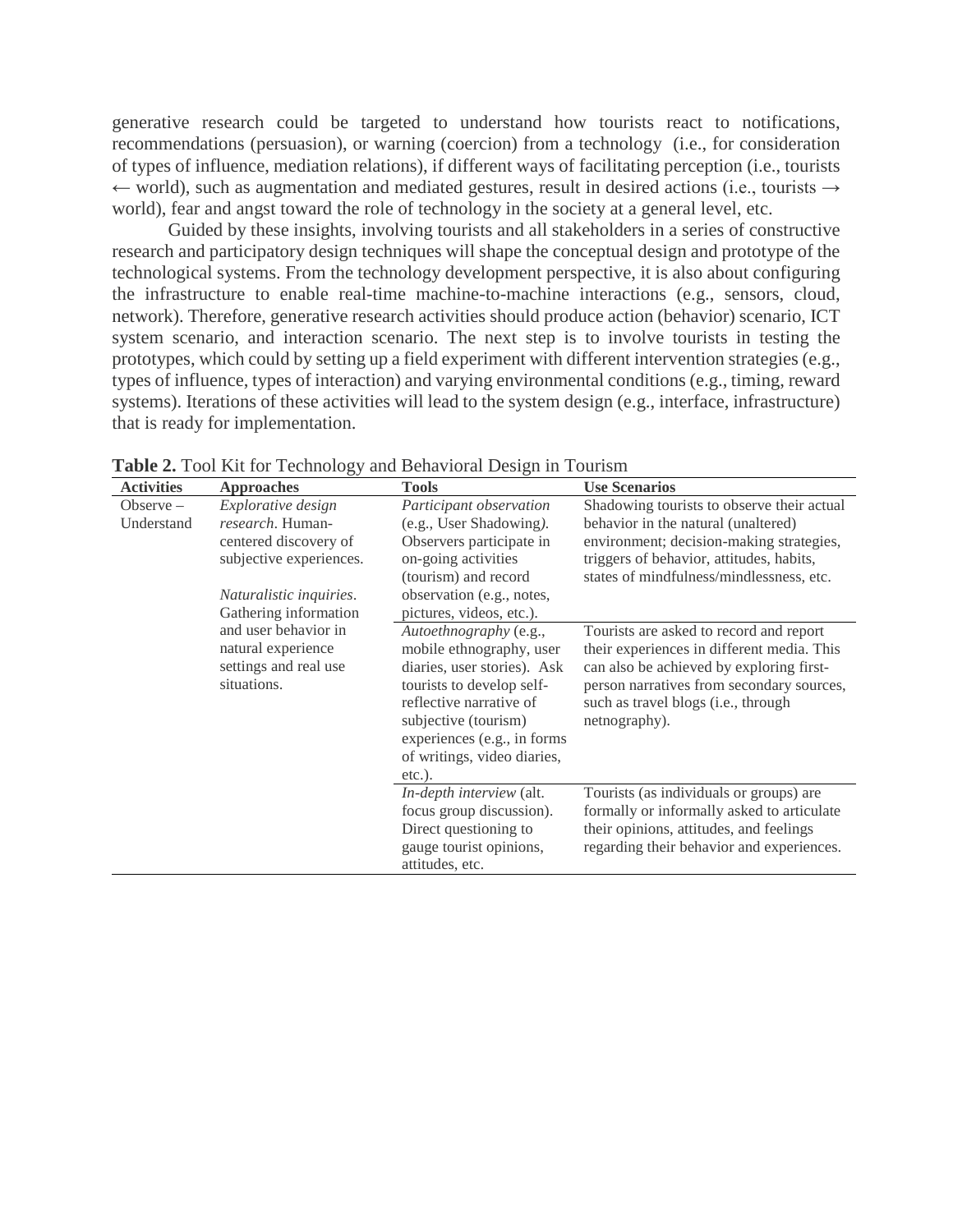generative research could be targeted to understand how tourists react to notifications, recommendations (persuasion), or warning (coercion) from a technology (i.e., for consideration of types of influence, mediation relations), if different ways of facilitating perception (i.e., tourists ← world), such as augmentation and mediated gestures, result in desired actions (i.e., tourists → world), fear and angst toward the role of technology in the society at a general level, etc.

Guided by these insights, involving tourists and all stakeholders in a series of constructive research and participatory design techniques will shape the conceptual design and prototype of the technological systems. From the technology development perspective, it is also about configuring the infrastructure to enable real-time machine-to-machine interactions (e.g., sensors, cloud, network). Therefore, generative research activities should produce action (behavior) scenario, ICT system scenario, and interaction scenario. The next step is to involve tourists in testing the prototypes, which could by setting up a field experiment with different intervention strategies (e.g., types of influence, types of interaction) and varying environmental conditions (e.g., timing, reward systems). Iterations of these activities will lead to the system design (e.g., interface, infrastructure) that is ready for implementation.

**Table 2.** Tool Kit for Technology and Behavioral Design in Tourism

| Activities | Approaches | Tools | Use Scenarios |
|---|---|---|---|
| Observe – Understand | *Explorative design research*. Human-centered discovery of subjective experiences. *Naturalistic inquiries*. Gathering information and user behavior in natural experience settings and real use situations. | *Participant observation* (e.g., User Shadowing*)*. Observers participate in on-going activities (tourism) and record observation (e.g., notes, pictures, videos, etc.). | Shadowing tourists to observe their actual behavior in the natural (unaltered) environment; decision-making strategies, triggers of behavior, attitudes, habits, states of mindfulness/mindlessness, etc. |
| | | *Autoethnography* (e.g., mobile ethnography, user diaries, user stories). Ask tourists to develop self-reflective narrative of subjective (tourism) experiences (e.g., in forms of writings, video diaries, etc.). | Tourists are asked to record and report their experiences in different media. This can also be achieved by exploring first-person narratives from secondary sources, such as travel blogs (i.e., through netnography). |
| | | *In-depth interview* (alt. focus group discussion). Direct questioning to gauge tourist opinions, attitudes, etc. | Tourists (as individuals or groups) are formally or informally asked to articulate their opinions, attitudes, and feelings regarding their behavior and experiences. |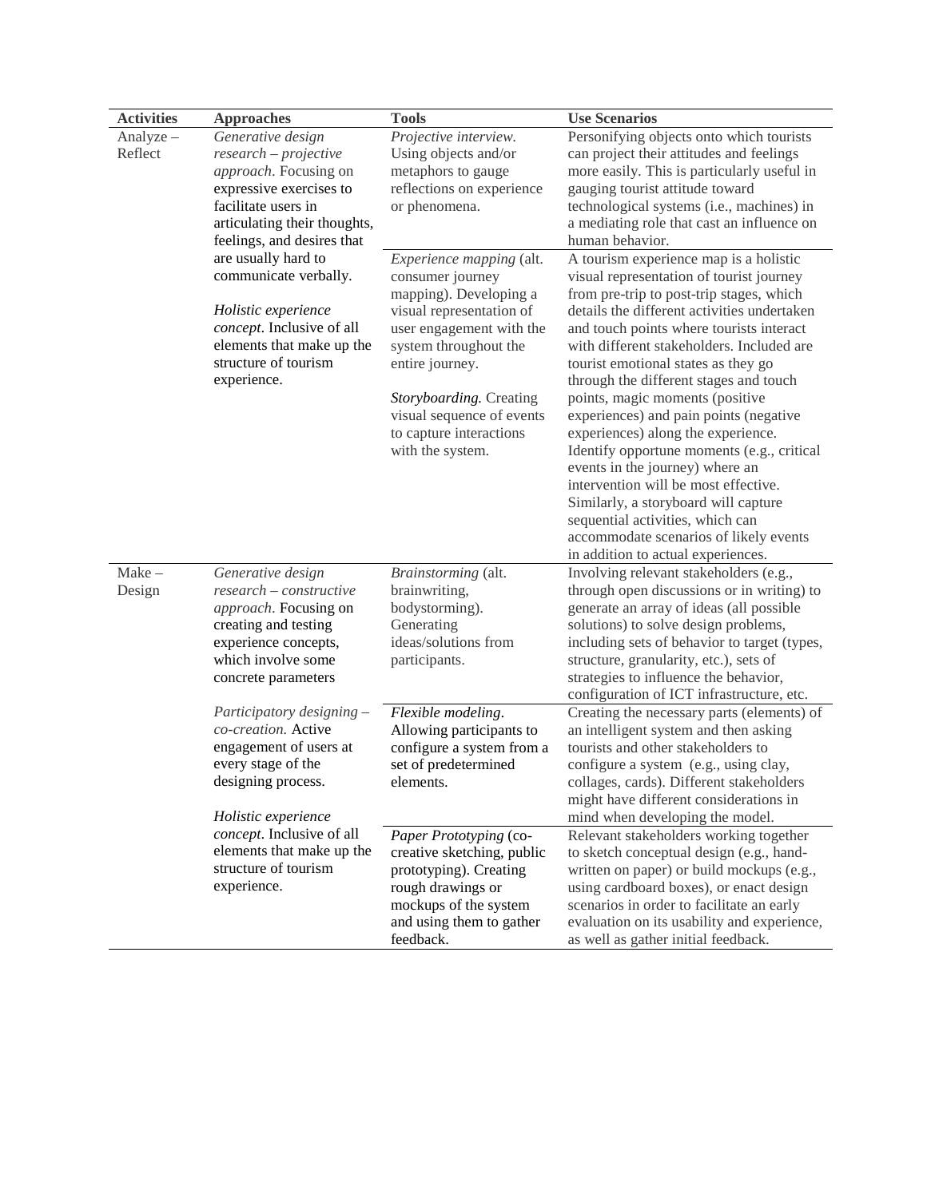| Activities | Approaches | Tools | Use Scenarios |
|---|---|---|---|
| Analyze – Reflect | *Generative design research – projective approach*. Focusing on expressive exercises to facilitate users in articulating their thoughts, feelings, and desires that are usually hard to communicate verbally. <br><br> *Holistic experience concept*. Inclusive of all elements that make up the structure of tourism experience. | *Projective interview.* Using objects and/or metaphors to gauge reflections on experience or phenomena. | Personifying objects onto which tourists can project their attitudes and feelings more easily. This is particularly useful in gauging tourist attitude toward technological systems (i.e., machines) in a mediating role that cast an influence on human behavior. |
| | | *Experience mapping* (alt. consumer journey mapping). Developing a visual representation of user engagement with the system throughout the entire journey. <br><br> ***Storyboarding.*** Creating visual sequence of events to capture interactions with the system. | A tourism experience map is a holistic visual representation of tourist journey from pre-trip to post-trip stages, which details the different activities undertaken and touch points where tourists interact with different stakeholders. Included are tourist emotional states as they go through the different stages and touch points, magic moments (positive experiences) and pain points (negative experiences) along the experience. Identify opportune moments (e.g., critical events in the journey) where an intervention will be most effective. Similarly, a storyboard will capture sequential activities, which can accommodate scenarios of likely events in addition to actual experiences. |
| Make – Design | *Generative design research – constructive approach*. Focusing on creating and testing experience concepts, which involve some concrete parameters <br><br> *Participatory designing – co-creation.* Active engagement of users at every stage of the designing process. <br><br> *Holistic experience concept*. Inclusive of all elements that make up the structure of tourism experience. | *Brainstorming* (alt. brainwriting, bodystorming). Generating ideas/solutions from participants. | Involving relevant stakeholders (e.g., through open discussions or in writing) to generate an array of ideas (all possible solutions) to solve design problems, including sets of behavior to target (types, structure, granularity, etc.), sets of strategies to influence the behavior, configuration of ICT infrastructure, etc. |
| | | *Flexible modeling*. Allowing participants to configure a system from a set of predetermined elements. | Creating the necessary parts (elements) of an intelligent system and then asking tourists and other stakeholders to configure a system (e.g., using clay, collages, cards). Different stakeholders might have different considerations in mind when developing the model. |
| | | *Paper Prototyping* (co-creative sketching, public prototyping). Creating rough drawings or mockups of the system and using them to gather feedback. | Relevant stakeholders working together to sketch conceptual design (e.g., hand-written on paper) or build mockups (e.g., using cardboard boxes), or enact design scenarios in order to facilitate an early evaluation on its usability and experience, as well as gather initial feedback. |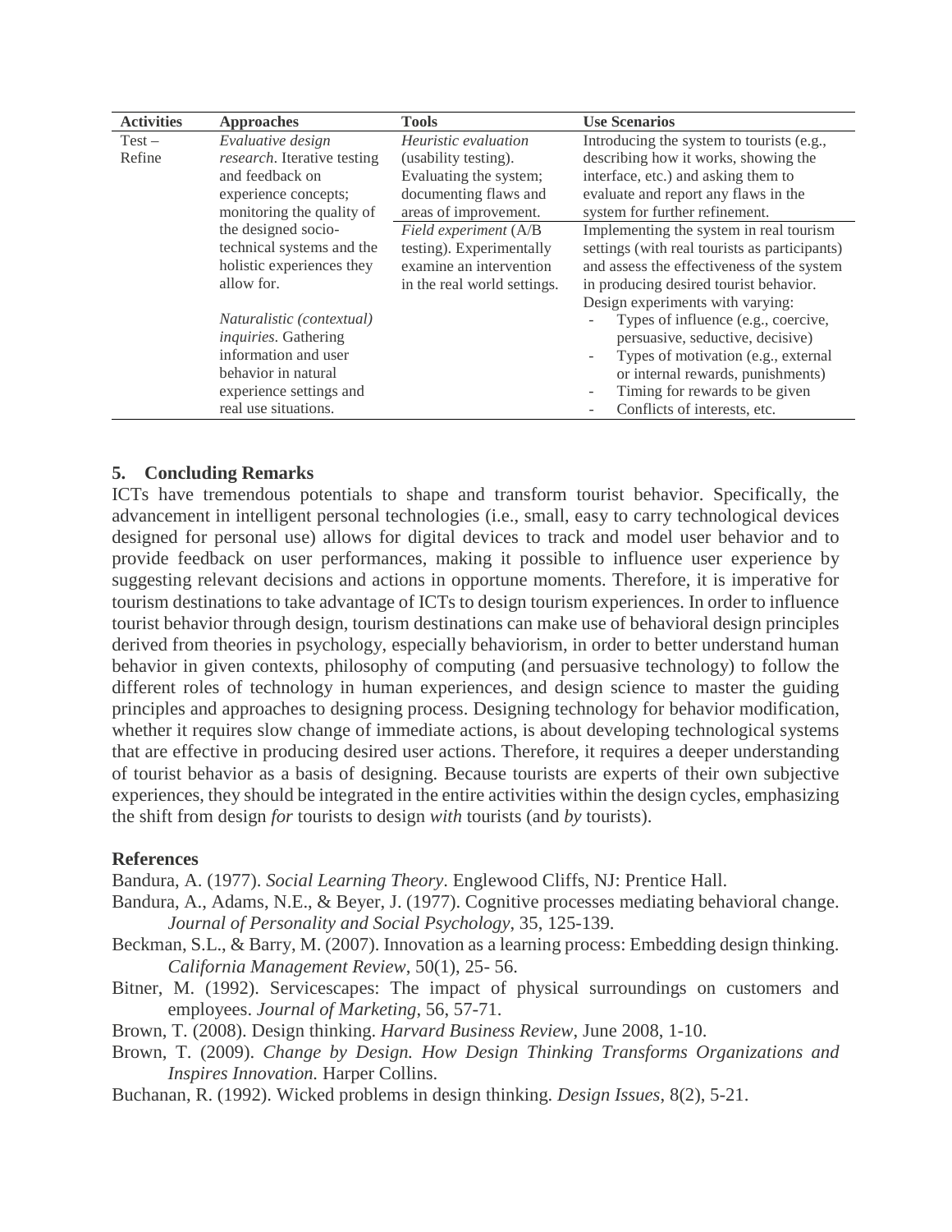| Activities | Approaches | Tools | Use Scenarios |
|---|---|---|---|
| Test – Refine | *Evaluative design research*. Iterative testing and feedback on experience concepts; monitoring the quality of the designed socio-technical systems and the holistic experiences they allow for.<br><br>*Naturalistic (contextual) inquiries*. Gathering information and user behavior in natural experience settings and real use situations. | *Heuristic evaluation* (usability testing). Evaluating the system; documenting flaws and areas of improvement. | Introducing the system to tourists (e.g., describing how it works, showing the interface, etc.) and asking them to evaluate and report any flaws in the system for further refinement. |
| | | *Field experiment* (A/B testing). Experimentally examine an intervention in the real world settings. | Implementing the system in real tourism settings (with real tourists as participants) and assess the effectiveness of the system in producing desired tourist behavior. Design experiments with varying:<br>- Types of influence (e.g., coercive, persuasive, seductive, decisive)<br>- Types of motivation (e.g., external or internal rewards, punishments)<br>- Timing for rewards to be given<br>- Conflicts of interests, etc. |

## 5. Concluding Remarks

ICTs have tremendous potentials to shape and transform tourist behavior. Specifically, the advancement in intelligent personal technologies (i.e., small, easy to carry technological devices designed for personal use) allows for digital devices to track and model user behavior and to provide feedback on user performances, making it possible to influence user experience by suggesting relevant decisions and actions in opportune moments. Therefore, it is imperative for tourism destinations to take advantage of ICTs to design tourism experiences. In order to influence tourist behavior through design, tourism destinations can make use of behavioral design principles derived from theories in psychology, especially behaviorism, in order to better understand human behavior in given contexts, philosophy of computing (and persuasive technology) to follow the different roles of technology in human experiences, and design science to master the guiding principles and approaches to designing process. Designing technology for behavior modification, whether it requires slow change of immediate actions, is about developing technological systems that are effective in producing desired user actions. Therefore, it requires a deeper understanding of tourist behavior as a basis of designing. Because tourists are experts of their own subjective experiences, they should be integrated in the entire activities within the design cycles, emphasizing the shift from design *for* tourists to design *with* tourists (and *by* tourists).

## References

Bandura, A. (1977). *Social Learning Theory*. Englewood Cliffs, NJ: Prentice Hall.

Bandura, A., Adams, N.E., & Beyer, J. (1977). Cognitive processes mediating behavioral change. *Journal of Personality and Social Psychology*, 35, 125-139.

Beckman, S.L., & Barry, M. (2007). Innovation as a learning process: Embedding design thinking. *California Management Review*, 50(1), 25- 56.

Bitner, M. (1992). Servicescapes: The impact of physical surroundings on customers and employees. *Journal of Marketing*, 56, 57-71.

Brown, T. (2008). Design thinking. *Harvard Business Review*, June 2008, 1-10.

Brown, T. (2009). *Change by Design. How Design Thinking Transforms Organizations and Inspires Innovation.* Harper Collins.

Buchanan, R. (1992). Wicked problems in design thinking. *Design Issues*, 8(2), 5-21.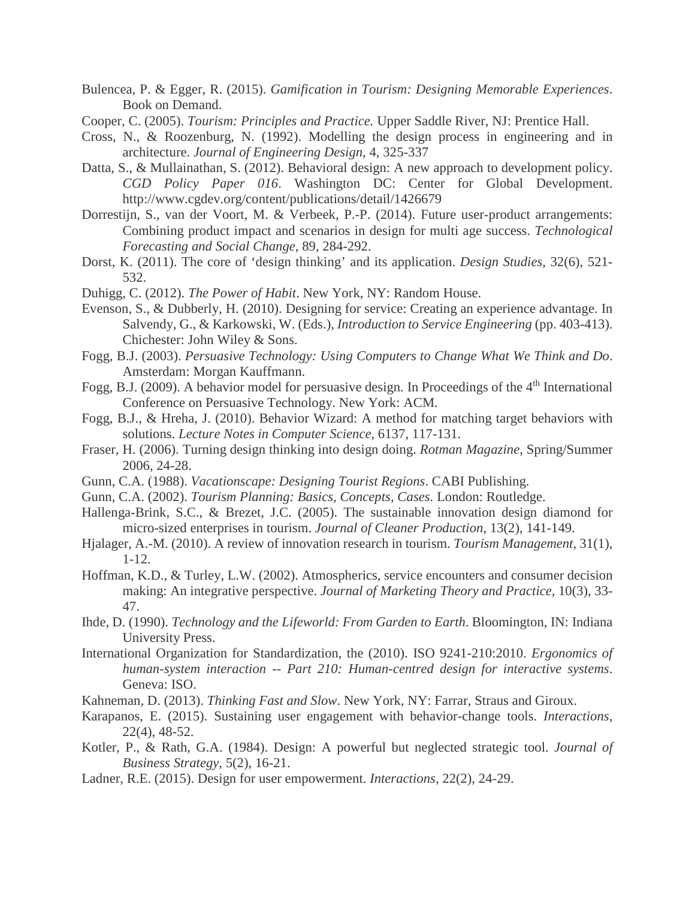Bulencea, P. & Egger, R. (2015). *Gamification in Tourism: Designing Memorable Experiences*. Book on Demand.

Cooper, C. (2005). *Tourism: Principles and Practice.* Upper Saddle River, NJ: Prentice Hall.

Cross, N., & Roozenburg, N. (1992). Modelling the design process in engineering and in architecture. *Journal of Engineering Design*, 4, 325-337

Datta, S., & Mullainathan, S. (2012). Behavioral design: A new approach to development policy. *CGD Policy Paper 016*. Washington DC: Center for Global Development. http://www.cgdev.org/content/publications/detail/1426679

Dorrestijn, S., van der Voort, M. & Verbeek, P.-P. (2014). Future user-product arrangements: Combining product impact and scenarios in design for multi age success. *Technological Forecasting and Social Change*, 89, 284-292.

Dorst, K. (2011). The core of 'design thinking' and its application. *Design Studies*, 32(6), 521-532.

Duhigg, C. (2012). *The Power of Habit*. New York, NY: Random House.

Evenson, S., & Dubberly, H. (2010). Designing for service: Creating an experience advantage. In Salvendy, G., & Karkowski, W. (Eds.), *Introduction to Service Engineering* (pp. 403-413). Chichester: John Wiley & Sons.

Fogg, B.J. (2003). *Persuasive Technology: Using Computers to Change What We Think and Do*. Amsterdam: Morgan Kauffmann.

Fogg, B.J. (2009). A behavior model for persuasive design. In Proceedings of the 4th International Conference on Persuasive Technology. New York: ACM.

Fogg, B.J., & Hreha, J. (2010). Behavior Wizard: A method for matching target behaviors with solutions. *Lecture Notes in Computer Science*, 6137, 117-131.

Fraser, H. (2006). Turning design thinking into design doing. *Rotman Magazine*, Spring/Summer 2006, 24-28.

Gunn, C.A. (1988). *Vacationscape: Designing Tourist Regions*. CABI Publishing.

Gunn, C.A. (2002). *Tourism Planning: Basics, Concepts, Cases*. London: Routledge.

Hallenga-Brink, S.C., & Brezet, J.C. (2005). The sustainable innovation design diamond for micro-sized enterprises in tourism. *Journal of Cleaner Production*, 13(2), 141-149.

Hjalager, A.-M. (2010). A review of innovation research in tourism. *Tourism Management*, 31(1), 1-12.

Hoffman, K.D., & Turley, L.W. (2002). Atmospherics, service encounters and consumer decision making: An integrative perspective. *Journal of Marketing Theory and Practice*, 10(3), 33-47.

Ihde, D. (1990). *Technology and the Lifeworld: From Garden to Earth*. Bloomington, IN: Indiana University Press.

International Organization for Standardization, the (2010). ISO 9241-210:2010. *Ergonomics of human-system interaction -- Part 210: Human-centred design for interactive systems*. Geneva: ISO.

Kahneman, D. (2013). *Thinking Fast and Slow*. New York, NY: Farrar, Straus and Giroux.

Karapanos, E. (2015). Sustaining user engagement with behavior-change tools. *Interactions*, 22(4), 48-52.

Kotler, P., & Rath, G.A. (1984). Design: A powerful but neglected strategic tool. *Journal of Business Strategy*, 5(2), 16-21.

Ladner, R.E. (2015). Design for user empowerment. *Interactions*, 22(2), 24-29.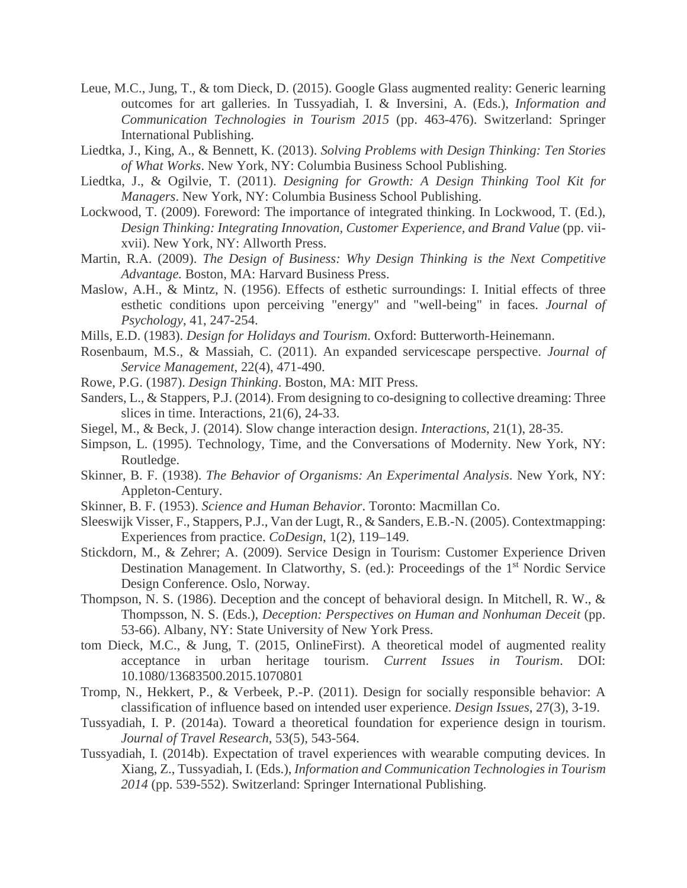Leue, M.C., Jung, T., & tom Dieck, D. (2015). Google Glass augmented reality: Generic learning outcomes for art galleries. In Tussyadiah, I. & Inversini, A. (Eds.), *Information and Communication Technologies in Tourism 2015* (pp. 463-476). Switzerland: Springer International Publishing.

Liedtka, J., King, A., & Bennett, K. (2013). *Solving Problems with Design Thinking: Ten Stories of What Works*. New York, NY: Columbia Business School Publishing.

Liedtka, J., & Ogilvie, T. (2011). *Designing for Growth: A Design Thinking Tool Kit for Managers*. New York, NY: Columbia Business School Publishing.

Lockwood, T. (2009). Foreword: The importance of integrated thinking. In Lockwood, T. (Ed.), *Design Thinking: Integrating Innovation, Customer Experience, and Brand Value* (pp. vii-xvii). New York, NY: Allworth Press.

Martin, R.A. (2009). *The Design of Business: Why Design Thinking is the Next Competitive Advantage.* Boston, MA: Harvard Business Press.

Maslow, A.H., & Mintz, N. (1956). Effects of esthetic surroundings: I. Initial effects of three esthetic conditions upon perceiving "energy" and "well-being" in faces. *Journal of Psychology*, 41, 247-254.

Mills, E.D. (1983). *Design for Holidays and Tourism*. Oxford: Butterworth-Heinemann.

Rosenbaum, M.S., & Massiah, C. (2011). An expanded servicescape perspective. *Journal of Service Management*, 22(4), 471-490.

Rowe, P.G. (1987). *Design Thinking*. Boston, MA: MIT Press.

Sanders, L., & Stappers, P.J. (2014). From designing to co-designing to collective dreaming: Three slices in time. Interactions, 21(6), 24-33.

Siegel, M., & Beck, J. (2014). Slow change interaction design. *Interactions*, 21(1), 28-35.

Simpson, L. (1995). Technology, Time, and the Conversations of Modernity. New York, NY: Routledge.

Skinner, B. F. (1938). *The Behavior of Organisms: An Experimental Analysis*. New York, NY: Appleton-Century.

Skinner, B. F. (1953). *Science and Human Behavior*. Toronto: Macmillan Co.

Sleeswijk Visser, F., Stappers, P.J., Van der Lugt, R., & Sanders, E.B.-N. (2005). Contextmapping: Experiences from practice. *CoDesign*, 1(2), 119–149.

Stickdorn, M., & Zehrer; A. (2009). Service Design in Tourism: Customer Experience Driven Destination Management. In Clatworthy, S. (ed.): Proceedings of the 1st Nordic Service Design Conference. Oslo, Norway.

Thompson, N. S. (1986). Deception and the concept of behavioral design. In Mitchell, R. W., & Thompsson, N. S. (Eds.), *Deception: Perspectives on Human and Nonhuman Deceit* (pp. 53-66). Albany, NY: State University of New York Press.

tom Dieck, M.C., & Jung, T. (2015, OnlineFirst). A theoretical model of augmented reality acceptance in urban heritage tourism. *Current Issues in Tourism*. DOI: 10.1080/13683500.2015.1070801

Tromp, N., Hekkert, P., & Verbeek, P.-P. (2011). Design for socially responsible behavior: A classification of influence based on intended user experience. *Design Issues*, 27(3), 3-19.

Tussyadiah, I. P. (2014a). Toward a theoretical foundation for experience design in tourism. *Journal of Travel Research*, 53(5), 543-564.

Tussyadiah, I. (2014b). Expectation of travel experiences with wearable computing devices. In Xiang, Z., Tussyadiah, I. (Eds.), *Information and Communication Technologies in Tourism 2014* (pp. 539-552). Switzerland: Springer International Publishing.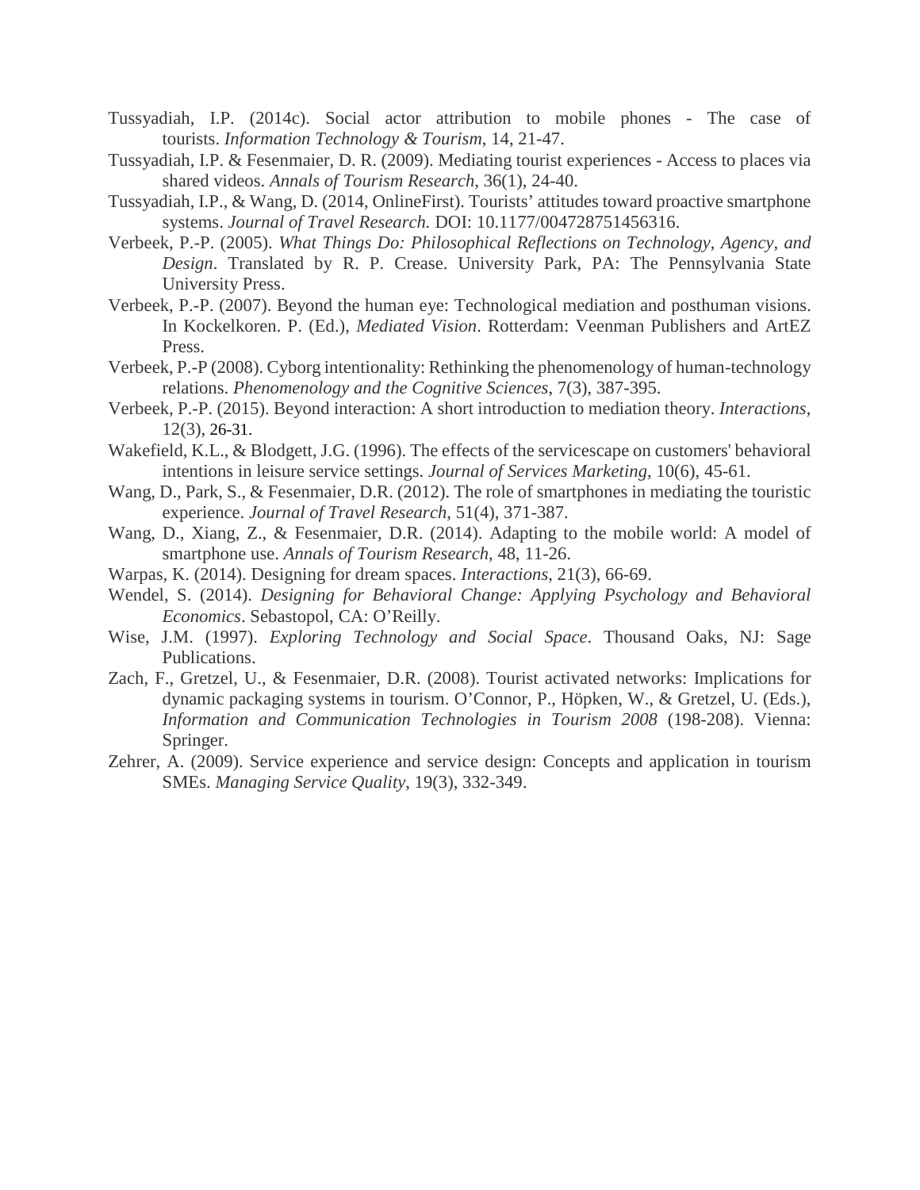Tussyadiah, I.P. (2014c). Social actor attribution to mobile phones - The case of tourists. *Information Technology & Tourism*, 14, 21-47.

Tussyadiah, I.P. & Fesenmaier, D. R. (2009). Mediating tourist experiences - Access to places via shared videos. *Annals of Tourism Research*, 36(1), 24-40.

Tussyadiah, I.P., & Wang, D. (2014, OnlineFirst). Tourists' attitudes toward proactive smartphone systems. *Journal of Travel Research.* DOI: 10.1177/004728751456316.

Verbeek, P.-P. (2005). *What Things Do: Philosophical Reflections on Technology, Agency, and Design*. Translated by R. P. Crease. University Park, PA: The Pennsylvania State University Press.

Verbeek, P.-P. (2007). Beyond the human eye: Technological mediation and posthuman visions. In Kockelkoren. P. (Ed.), *Mediated Vision*. Rotterdam: Veenman Publishers and ArtEZ Press.

Verbeek, P.-P (2008). Cyborg intentionality: Rethinking the phenomenology of human-technology relations. *Phenomenology and the Cognitive Sciences*, 7(3), 387-395.

Verbeek, P.-P. (2015). Beyond interaction: A short introduction to mediation theory. *Interactions*, 12(3), 26-31.

Wakefield, K.L., & Blodgett, J.G. (1996). The effects of the servicescape on customers' behavioral intentions in leisure service settings. *Journal of Services Marketing*, 10(6), 45-61.

Wang, D., Park, S., & Fesenmaier, D.R. (2012). The role of smartphones in mediating the touristic experience. *Journal of Travel Research*, 51(4), 371-387.

Wang, D., Xiang, Z., & Fesenmaier, D.R. (2014). Adapting to the mobile world: A model of smartphone use. *Annals of Tourism Research*, 48, 11-26.

Warpas, K. (2014). Designing for dream spaces. *Interactions*, 21(3), 66-69.

Wendel, S. (2014). *Designing for Behavioral Change: Applying Psychology and Behavioral Economics*. Sebastopol, CA: O'Reilly.

Wise, J.M. (1997). *Exploring Technology and Social Space*. Thousand Oaks, NJ: Sage Publications.

Zach, F., Gretzel, U., & Fesenmaier, D.R. (2008). Tourist activated networks: Implications for dynamic packaging systems in tourism. O'Connor, P., Höpken, W., & Gretzel, U. (Eds.), *Information and Communication Technologies in Tourism 2008* (198-208). Vienna: Springer.

Zehrer, A. (2009). Service experience and service design: Concepts and application in tourism SMEs. *Managing Service Quality*, 19(3), 332-349.